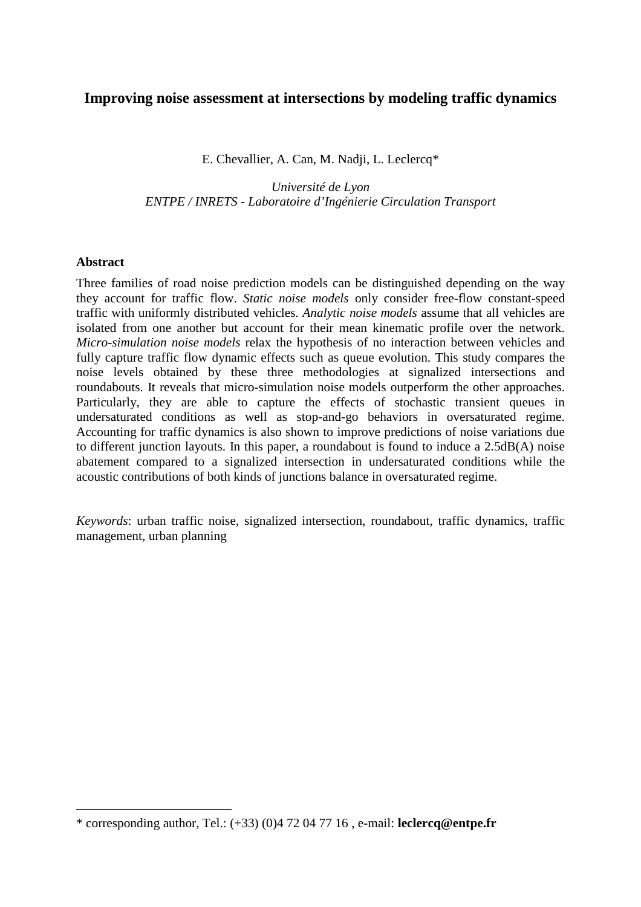# Improving noise assessment at intersections by modeling traffic dynamics

E. Chevallier, A. Can, M. Nadji, L. Leclercq*

*Université de Lyon*
*ENTPE / INRETS - Laboratoire d'Ingénierie Circulation Transport*

## Abstract

Three families of road noise prediction models can be distinguished depending on the way they account for traffic flow. *Static noise models* only consider free-flow constant-speed traffic with uniformly distributed vehicles. *Analytic noise models* assume that all vehicles are isolated from one another but account for their mean kinematic profile over the network. *Micro-simulation noise models* relax the hypothesis of no interaction between vehicles and fully capture traffic flow dynamic effects such as queue evolution. This study compares the noise levels obtained by these three methodologies at signalized intersections and roundabouts. It reveals that micro-simulation noise models outperform the other approaches. Particularly, they are able to capture the effects of stochastic transient queues in undersaturated conditions as well as stop-and-go behaviors in oversaturated regime. Accounting for traffic dynamics is also shown to improve predictions of noise variations due to different junction layouts. In this paper, a roundabout is found to induce a 2.5dB(A) noise abatement compared to a signalized intersection in undersaturated conditions while the acoustic contributions of both kinds of junctions balance in oversaturated regime.

*Keywords*: urban traffic noise, signalized intersection, roundabout, traffic dynamics, traffic management, urban planning

* corresponding author, Tel.: (+33) (0)4 72 04 77 16 , e-mail: **leclercq@entpe.fr**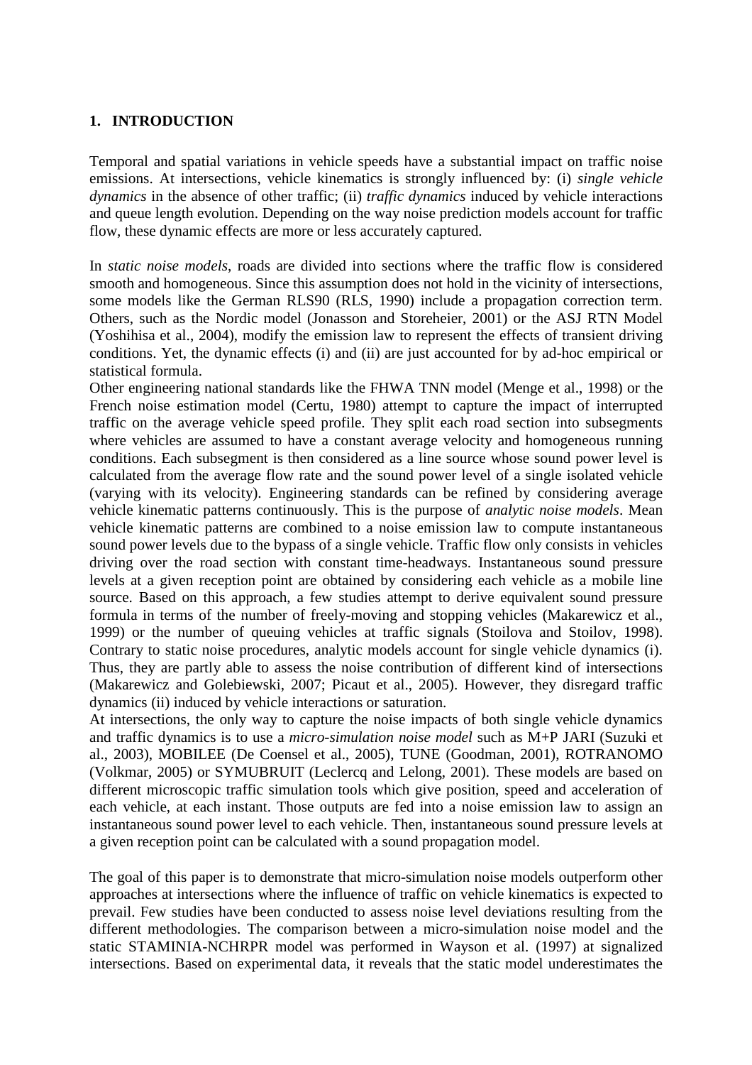## 1. INTRODUCTION

Temporal and spatial variations in vehicle speeds have a substantial impact on traffic noise emissions. At intersections, vehicle kinematics is strongly influenced by: (i) *single vehicle dynamics* in the absence of other traffic; (ii) *traffic dynamics* induced by vehicle interactions and queue length evolution. Depending on the way noise prediction models account for traffic flow, these dynamic effects are more or less accurately captured.

In *static noise models*, roads are divided into sections where the traffic flow is considered smooth and homogeneous. Since this assumption does not hold in the vicinity of intersections, some models like the German RLS90 (RLS, 1990) include a propagation correction term. Others, such as the Nordic model (Jonasson and Storeheier, 2001) or the ASJ RTN Model (Yoshihisa et al., 2004), modify the emission law to represent the effects of transient driving conditions. Yet, the dynamic effects (i) and (ii) are just accounted for by ad-hoc empirical or statistical formula.

Other engineering national standards like the FHWA TNN model (Menge et al., 1998) or the French noise estimation model (Certu, 1980) attempt to capture the impact of interrupted traffic on the average vehicle speed profile. They split each road section into subsegments where vehicles are assumed to have a constant average velocity and homogeneous running conditions. Each subsegment is then considered as a line source whose sound power level is calculated from the average flow rate and the sound power level of a single isolated vehicle (varying with its velocity). Engineering standards can be refined by considering average vehicle kinematic patterns continuously. This is the purpose of *analytic noise models*. Mean vehicle kinematic patterns are combined to a noise emission law to compute instantaneous sound power levels due to the bypass of a single vehicle. Traffic flow only consists in vehicles driving over the road section with constant time-headways. Instantaneous sound pressure levels at a given reception point are obtained by considering each vehicle as a mobile line source. Based on this approach, a few studies attempt to derive equivalent sound pressure formula in terms of the number of freely-moving and stopping vehicles (Makarewicz et al., 1999) or the number of queuing vehicles at traffic signals (Stoilova and Stoilov, 1998). Contrary to static noise procedures, analytic models account for single vehicle dynamics (i). Thus, they are partly able to assess the noise contribution of different kind of intersections (Makarewicz and Golebiewski, 2007; Picaut et al., 2005). However, they disregard traffic dynamics (ii) induced by vehicle interactions or saturation.

At intersections, the only way to capture the noise impacts of both single vehicle dynamics and traffic dynamics is to use a *micro-simulation noise model* such as M+P JARI (Suzuki et al., 2003), MOBILEE (De Coensel et al., 2005), TUNE (Goodman, 2001), ROTRANOMO (Volkmar, 2005) or SYMUBRUIT (Leclercq and Lelong, 2001). These models are based on different microscopic traffic simulation tools which give position, speed and acceleration of each vehicle, at each instant. Those outputs are fed into a noise emission law to assign an instantaneous sound power level to each vehicle. Then, instantaneous sound pressure levels at a given reception point can be calculated with a sound propagation model.

The goal of this paper is to demonstrate that micro-simulation noise models outperform other approaches at intersections where the influence of traffic on vehicle kinematics is expected to prevail. Few studies have been conducted to assess noise level deviations resulting from the different methodologies. The comparison between a micro-simulation noise model and the static STAMINIA-NCHRPR model was performed in Wayson et al. (1997) at signalized intersections. Based on experimental data, it reveals that the static model underestimates the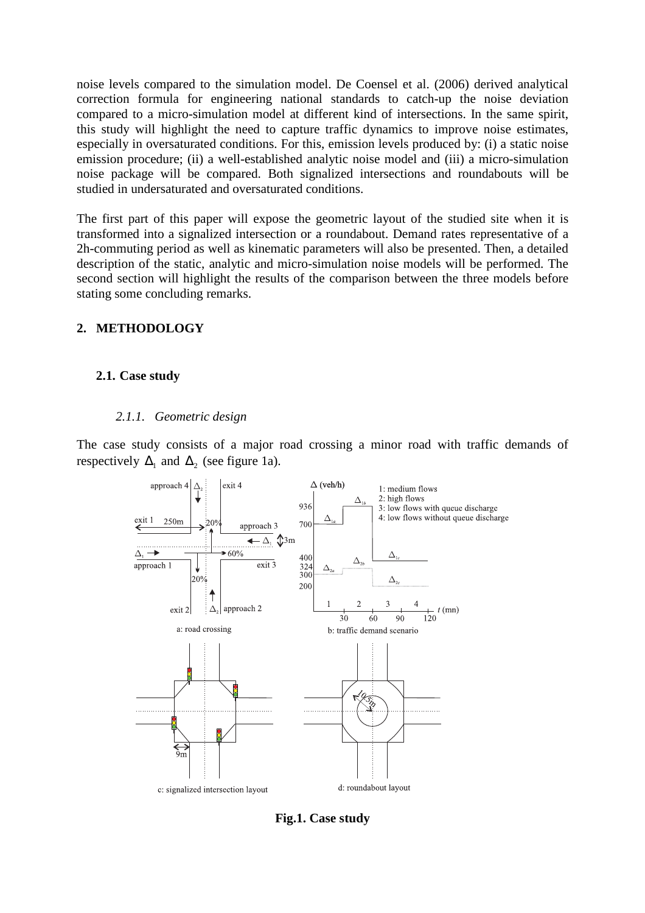noise levels compared to the simulation model. De Coensel et al. (2006) derived analytical correction formula for engineering national standards to catch-up the noise deviation compared to a micro-simulation model at different kind of intersections. In the same spirit, this study will highlight the need to capture traffic dynamics to improve noise estimates, especially in oversaturated conditions. For this, emission levels produced by: (i) a static noise emission procedure; (ii) a well-established analytic noise model and (iii) a micro-simulation noise package will be compared. Both signalized intersections and roundabouts will be studied in undersaturated and oversaturated conditions.

The first part of this paper will expose the geometric layout of the studied site when it is transformed into a signalized intersection or a roundabout. Demand rates representative of a 2h-commuting period as well as kinematic parameters will also be presented. Then, a detailed description of the static, analytic and micro-simulation noise models will be performed. The second section will highlight the results of the comparison between the three models before stating some concluding remarks.

## 2. METHODOLOGY

### 2.1. Case study

#### *2.1.1. Geometric design*

The case study consists of a major road crossing a minor road with traffic demands of respectively $\Delta_1$ and $\Delta_2$ (see figure 1a).

**Fig.1. Case study**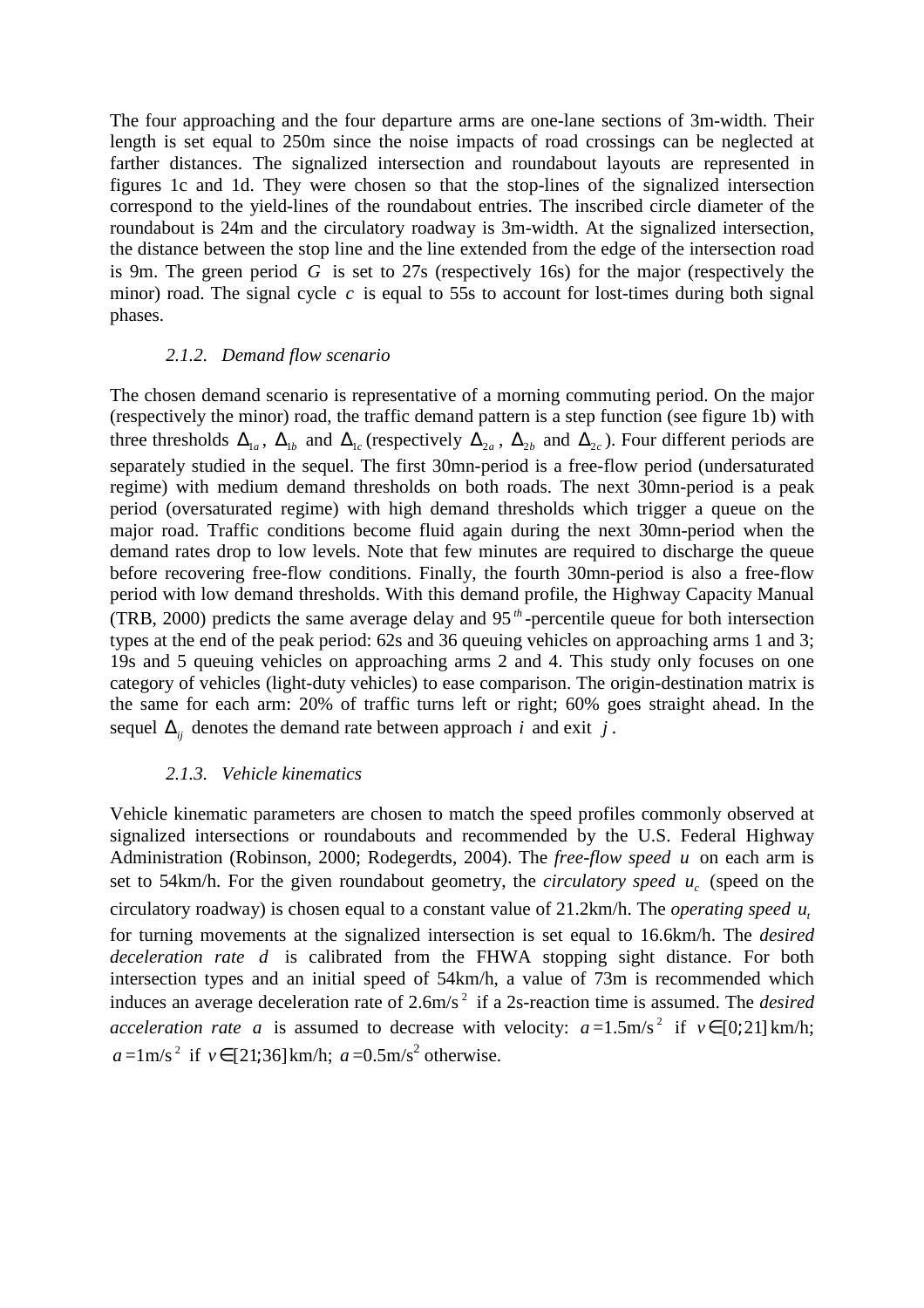The four approaching and the four departure arms are one-lane sections of 3m-width. Their length is set equal to 250m since the noise impacts of road crossings can be neglected at farther distances. The signalized intersection and roundabout layouts are represented in figures 1c and 1d. They were chosen so that the stop-lines of the signalized intersection correspond to the yield-lines of the roundabout entries. The inscribed circle diameter of the roundabout is 24m and the circulatory roadway is 3m-width. At the signalized intersection, the distance between the stop line and the line extended from the edge of the intersection road is 9m. The green period $G$ is set to 27s (respectively 16s) for the major (respectively the minor) road. The signal cycle $c$ is equal to 55s to account for lost-times during both signal phases.

### 2.1.2. Demand flow scenario

The chosen demand scenario is representative of a morning commuting period. On the major (respectively the minor) road, the traffic demand pattern is a step function (see figure 1b) with three thresholds $\Delta_{1a}$, $\Delta_{1b}$ and $\Delta_{1c}$ (respectively $\Delta_{2a}$, $\Delta_{2b}$ and $\Delta_{2c}$). Four different periods are separately studied in the sequel. The first 30mn-period is a free-flow period (undersaturated regime) with medium demand thresholds on both roads. The next 30mn-period is a peak period (oversaturated regime) with high demand thresholds which trigger a queue on the major road. Traffic conditions become fluid again during the next 30mn-period when the demand rates drop to low levels. Note that few minutes are required to discharge the queue before recovering free-flow conditions. Finally, the fourth 30mn-period is also a free-flow period with low demand thresholds. With this demand profile, the Highway Capacity Manual (TRB, 2000) predicts the same average delay and $95^{th}$-percentile queue for both intersection types at the end of the peak period: 62s and 36 queuing vehicles on approaching arms 1 and 3; 19s and 5 queuing vehicles on approaching arms 2 and 4. This study only focuses on one category of vehicles (light-duty vehicles) to ease comparison. The origin-destination matrix is the same for each arm: 20% of traffic turns left or right; 60% goes straight ahead. In the sequel $\Delta_{ij}$ denotes the demand rate between approach $i$ and exit $j$.

### 2.1.3. Vehicle kinematics

Vehicle kinematic parameters are chosen to match the speed profiles commonly observed at signalized intersections or roundabouts and recommended by the U.S. Federal Highway Administration (Robinson, 2000; Rodegerdts, 2004). The *free-flow speed* $u$ on each arm is set to 54km/h. For the given roundabout geometry, the *circulatory speed* $u_c$ (speed on the circulatory roadway) is chosen equal to a constant value of 21.2km/h. The *operating speed* $u_t$ for turning movements at the signalized intersection is set equal to 16.6km/h. The *desired deceleration rate* $d$ is calibrated from the FHWA stopping sight distance. For both intersection types and an initial speed of 54km/h, a value of 73m is recommended which induces an average deceleration rate of 2.6m/s$^2$ if a 2s-reaction time is assumed. The *desired acceleration rate* $a$ is assumed to decrease with velocity: $a$=1.5m/s$^2$ if $v \in [0;21]$ km/h; $a$=1m/s$^2$ if $v \in [21;36]$ km/h; $a$=0.5m/s$^2$ otherwise.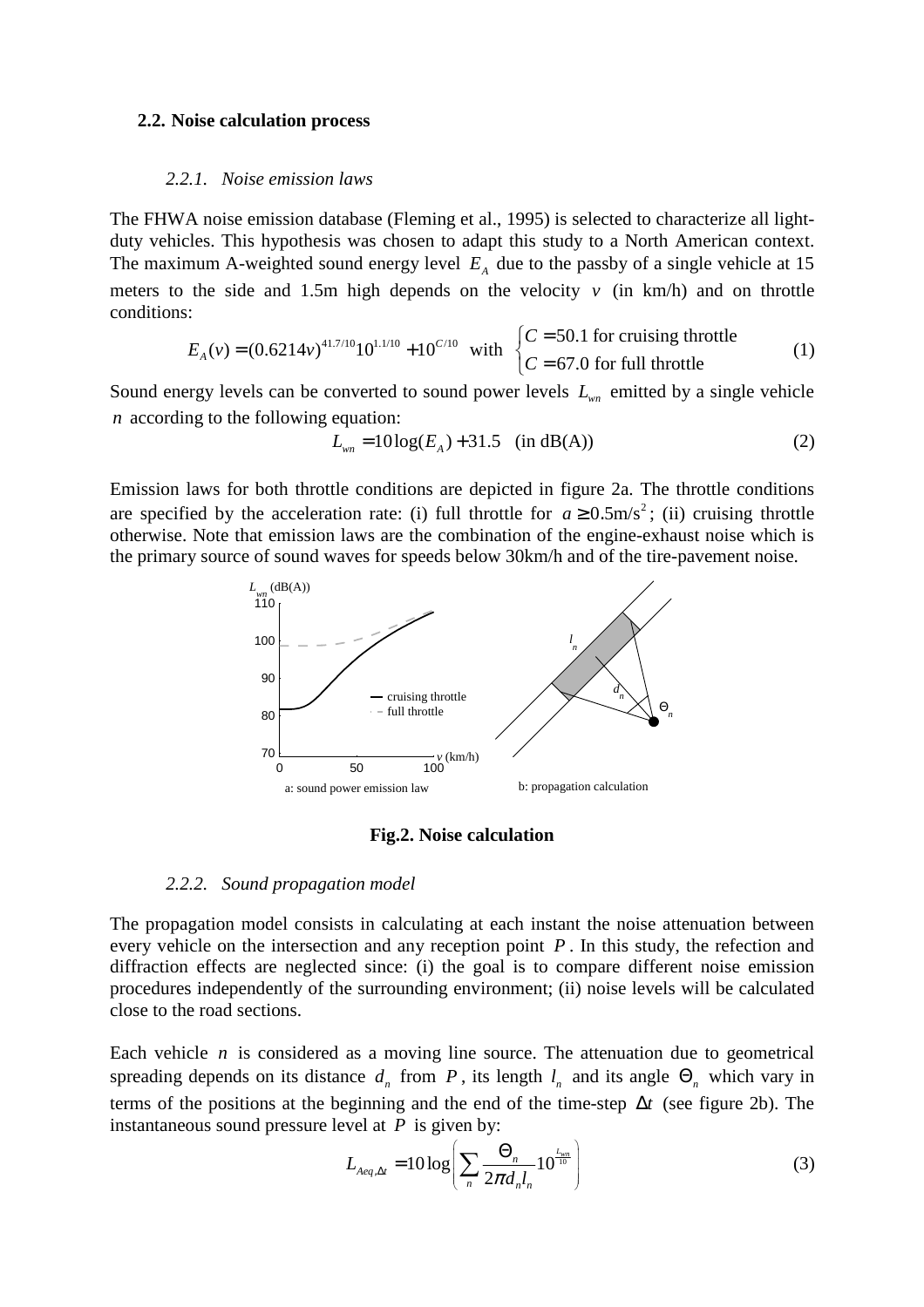### 2.2. Noise calculation process

#### 2.2.1. Noise emission laws

The FHWA noise emission database (Fleming et al., 1995) is selected to characterize all light-duty vehicles. This hypothesis was chosen to adapt this study to a North American context. The maximum A-weighted sound energy level $E_A$ due to the passby of a single vehicle at 15 meters to the side and 1.5m high depends on the velocity $v$ (in km/h) and on throttle conditions:

$$E_A(v) = (0.6214v)^{41.7/10} 10^{1.1/10} + 10^{C/10} \quad \text{with} \quad \begin{cases} C = 50.1 \text{ for cruising throttle} \\ C = 67.0 \text{ for full throttle} \end{cases} \tag{1}$$

Sound energy levels can be converted to sound power levels $L_{wn}$ emitted by a single vehicle $n$ according to the following equation:

$$L_{wn} = 10\log(E_A) + 31.5 \quad \text{(in dB(A))} \tag{2}$$

Emission laws for both throttle conditions are depicted in figure 2a. The throttle conditions are specified by the acceleration rate: (i) full throttle for $a \geq 0.5\text{m/s}^2$; (ii) cruising throttle otherwise. Note that emission laws are the combination of the engine-exhaust noise which is the primary source of sound waves for speeds below 30km/h and of the tire-pavement noise.

a: sound power emission law

b: propagation calculation

**Fig.2. Noise calculation**

#### 2.2.2. Sound propagation model

The propagation model consists in calculating at each instant the noise attenuation between every vehicle on the intersection and any reception point $P$. In this study, the refection and diffraction effects are neglected since: (i) the goal is to compare different noise emission procedures independently of the surrounding environment; (ii) noise levels will be calculated close to the road sections.

Each vehicle $n$ is considered as a moving line source. The attenuation due to geometrical spreading depends on its distance $d_n$ from $P$, its length $l_n$ and its angle $\Theta_n$ which vary in terms of the positions at the beginning and the end of the time-step $\Delta t$ (see figure 2b). The instantaneous sound pressure level at $P$ is given by:

$$L_{Aeq,\Delta t} = 10\log\left(\sum_n \frac{\Theta_n}{2\pi d_n l_n} 10^{\frac{L_{wn}}{10}}\right) \tag{3}$$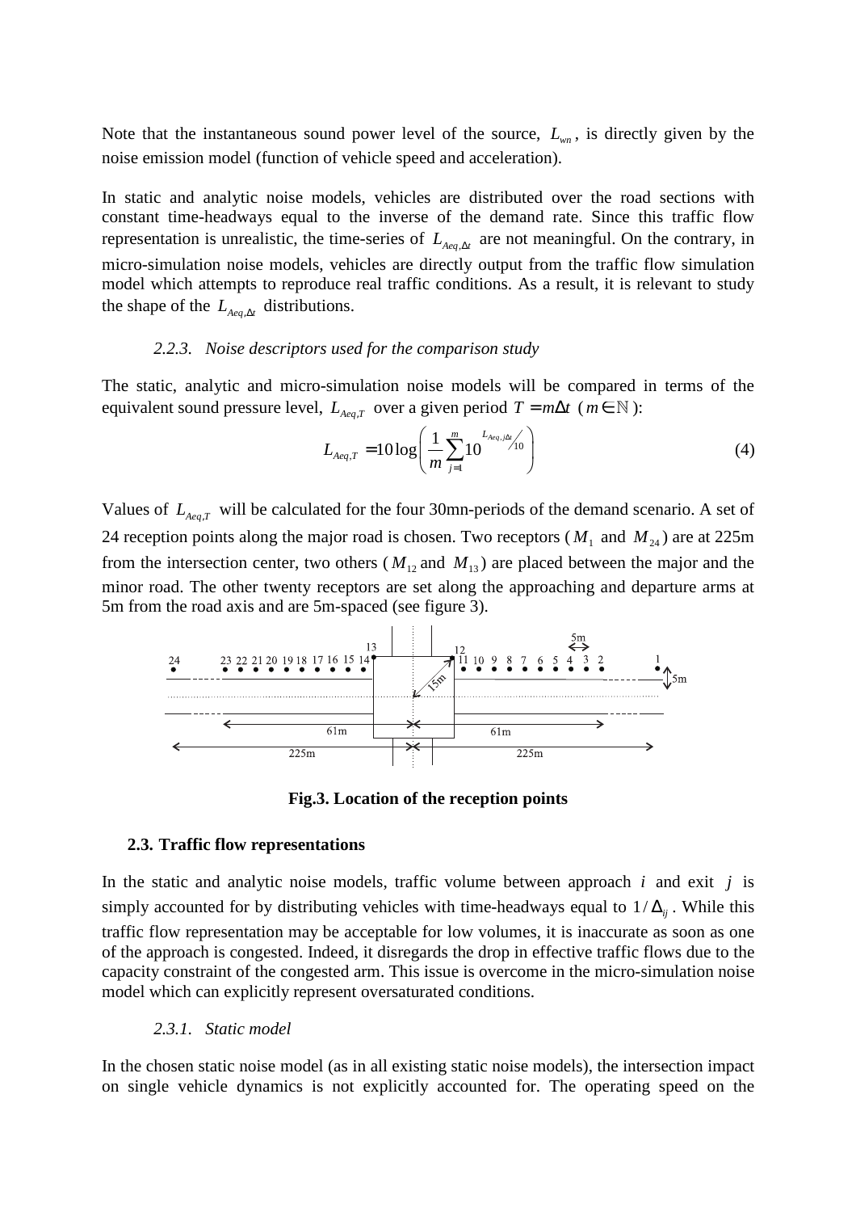Note that the instantaneous sound power level of the source, $L_{wn}$, is directly given by the noise emission model (function of vehicle speed and acceleration).

In static and analytic noise models, vehicles are distributed over the road sections with constant time-headways equal to the inverse of the demand rate. Since this traffic flow representation is unrealistic, the time-series of $L_{Aeq,\Delta t}$ are not meaningful. On the contrary, in micro-simulation noise models, vehicles are directly output from the traffic flow simulation model which attempts to reproduce real traffic conditions. As a result, it is relevant to study the shape of the $L_{Aeq,\Delta t}$ distributions.

### *2.2.3. Noise descriptors used for the comparison study*

The static, analytic and micro-simulation noise models will be compared in terms of the equivalent sound pressure level, $L_{Aeq,T}$ over a given period $T = m\Delta t$ ($m \in \mathbb{N}$):

$$L_{Aeq,T} = 10\log\left(\frac{1}{m}\sum_{j=1}^{m}10^{L_{Aeq,j\Delta t}/10}\right) \tag{4}$$

Values of $L_{Aeq,T}$ will be calculated for the four 30mn-periods of the demand scenario. A set of 24 reception points along the major road is chosen. Two receptors ($M_1$ and $M_{24}$) are at 225m from the intersection center, two others ($M_{12}$ and $M_{13}$) are placed between the major and the minor road. The other twenty receptors are set along the approaching and departure arms at 5m from the road axis and are 5m-spaced (see figure 3).

**Fig.3. Location of the reception points**

## 2.3. Traffic flow representations

In the static and analytic noise models, traffic volume between approach $i$ and exit $j$ is simply accounted for by distributing vehicles with time-headways equal to $1/\Delta_{ij}$. While this traffic flow representation may be acceptable for low volumes, it is inaccurate as soon as one of the approach is congested. Indeed, it disregards the drop in effective traffic flows due to the capacity constraint of the congested arm. This issue is overcome in the micro-simulation noise model which can explicitly represent oversaturated conditions.

### *2.3.1. Static model*

In the chosen static noise model (as in all existing static noise models), the intersection impact on single vehicle dynamics is not explicitly accounted for. The operating speed on the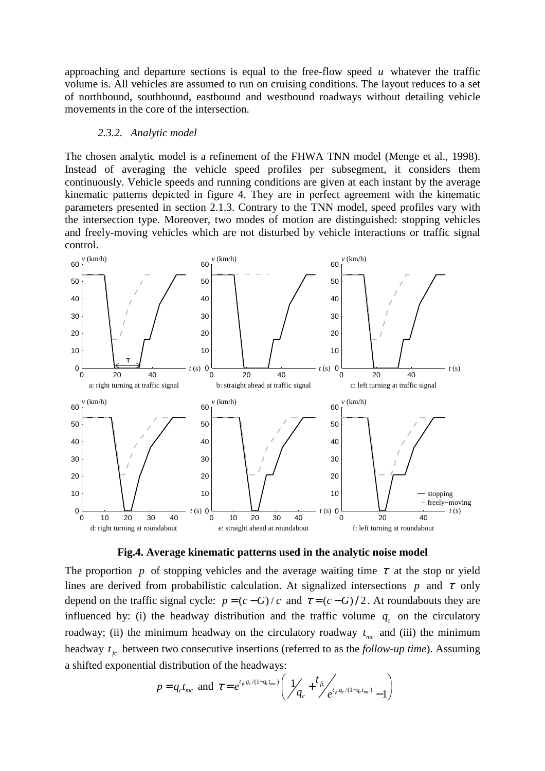approaching and departure sections is equal to the free-flow speed $u$ whatever the traffic volume is. All vehicles are assumed to run on cruising conditions. The layout reduces to a set of northbound, southbound, eastbound and westbound roadways without detailing vehicle movements in the core of the intersection.

### 2.3.2. Analytic model

The chosen analytic model is a refinement of the FHWA TNN model (Menge et al., 1998). Instead of averaging the vehicle speed profiles per subsegment, it considers them continuously. Vehicle speeds and running conditions are given at each instant by the average kinematic patterns depicted in figure 4. They are in perfect agreement with the kinematic parameters presented in section 2.1.3. Contrary to the TNN model, speed profiles vary with the intersection type. Moreover, two modes of motion are distinguished: stopping vehicles and freely-moving vehicles which are not disturbed by vehicle interactions or traffic signal control.

**Fig.4. Average kinematic patterns used in the analytic noise model**

The proportion $p$ of stopping vehicles and the average waiting time $\tau$ at the stop or yield lines are derived from probabilistic calculation. At signalized intersections $p$ and $\tau$ only depend on the traffic signal cycle: $p = (c - G)/c$ and $\tau = (c - G)/2$. At roundabouts they are influenced by: (i) the headway distribution and the traffic volume $q_c$ on the circulatory roadway; (ii) the minimum headway on the circulatory roadway $t_{mc}$ and (iii) the minimum headway $t_{fc}$ between two consecutive insertions (referred to as the *follow-up time*). Assuming a shifted exponential distribution of the headways:

$$p = q_c t_{mc} \text{ and } \tau = e^{t_{fc} q_c/(1-q_c t_{mc})} \left( \frac{1}{q_c} + \frac{t_{fc}}{e^{t_{fc} q_c/(1-q_c t_{mc})} - 1} \right)$$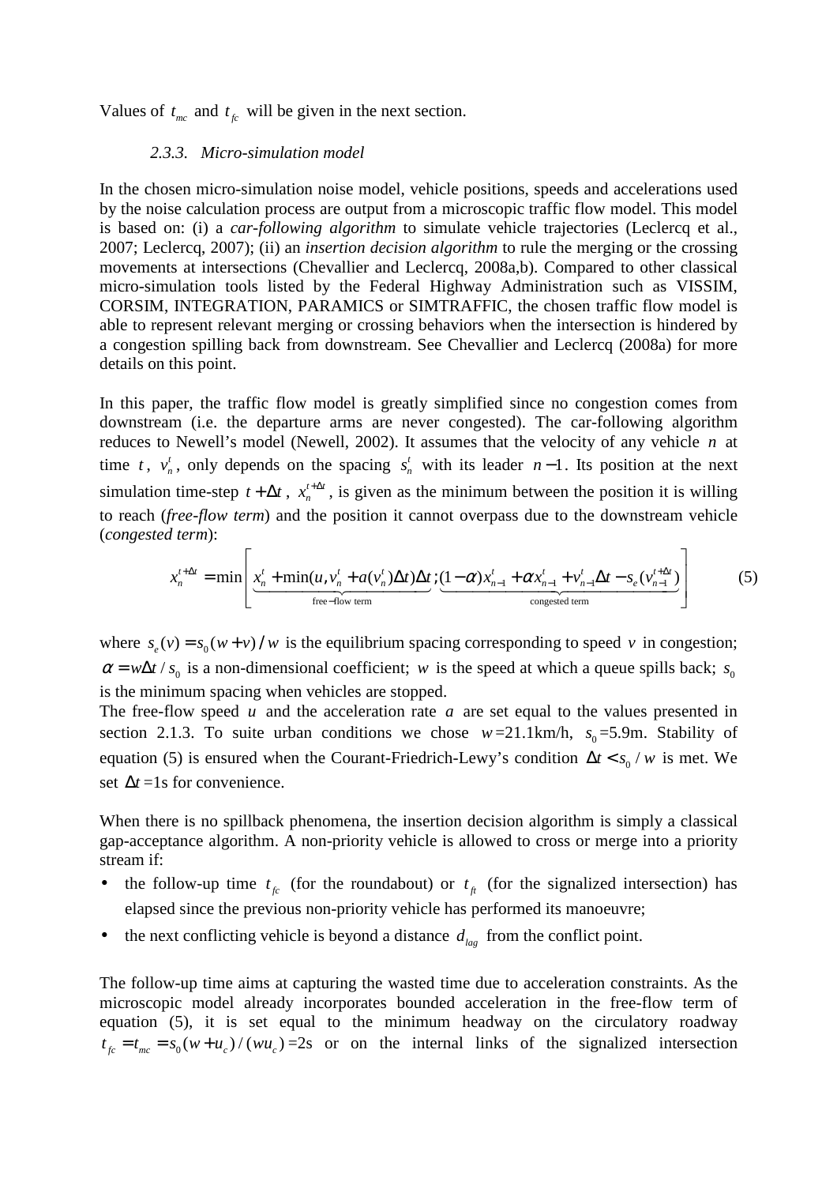Values of $t_{mc}$ and $t_{fc}$ will be given in the next section.

#### *2.3.3. Micro-simulation model*

In the chosen micro-simulation noise model, vehicle positions, speeds and accelerations used by the noise calculation process are output from a microscopic traffic flow model. This model is based on: (i) a *car-following algorithm* to simulate vehicle trajectories (Leclercq et al., 2007; Leclercq, 2007); (ii) an *insertion decision algorithm* to rule the merging or the crossing movements at intersections (Chevallier and Leclercq, 2008a,b). Compared to other classical micro-simulation tools listed by the Federal Highway Administration such as VISSIM, CORSIM, INTEGRATION, PARAMICS or SIMTRAFFIC, the chosen traffic flow model is able to represent relevant merging or crossing behaviors when the intersection is hindered by a congestion spilling back from downstream. See Chevallier and Leclercq (2008a) for more details on this point.

In this paper, the traffic flow model is greatly simplified since no congestion comes from downstream (i.e. the departure arms are never congested). The car-following algorithm reduces to Newell's model (Newell, 2002). It assumes that the velocity of any vehicle $n$ at time $t$, $v_n^t$, only depends on the spacing $s_n^t$ with its leader $n-1$. Its position at the next simulation time-step $t+\Delta t$, $x_n^{t+\Delta t}$, is given as the minimum between the position it is willing to reach (*free-flow term*) and the position it cannot overpass due to the downstream vehicle (*congested term*):

$$x_n^{t+\Delta t} = \min\left[ \underbrace{x_n^t + \min(u, v_n^t + a(v_n^t)\Delta t)\Delta t}_{\text{free-flow term}} ; \underbrace{(1-\alpha)x_{n-1}^t + \alpha x_{n-1}^t + v_{n-1}^t \Delta t - s_e(v_{n-1}^{t+\Delta t})}_{\text{congested term}} \right] \quad (5)$$

where $s_e(v) = s_0(w+v)/w$ is the equilibrium spacing corresponding to speed $v$ in congestion; $\alpha = w\Delta t / s_0$ is a non-dimensional coefficient; $w$ is the speed at which a queue spills back; $s_0$ is the minimum spacing when vehicles are stopped.
The free-flow speed $u$ and the acceleration rate $a$ are set equal to the values presented in section 2.1.3. To suite urban conditions we chose $w$=21.1km/h, $s_0$=5.9m. Stability of equation (5) is ensured when the Courant-Friedrich-Lewy's condition $\Delta t < s_0 / w$ is met. We set $\Delta t$ =1s for convenience.

When there is no spillback phenomena, the insertion decision algorithm is simply a classical gap-acceptance algorithm. A non-priority vehicle is allowed to cross or merge into a priority stream if:

- the follow-up time $t_{fc}$ (for the roundabout) or $t_{ft}$ (for the signalized intersection) has elapsed since the previous non-priority vehicle has performed its manoeuvre;
- the next conflicting vehicle is beyond a distance $d_{lag}$ from the conflict point.

The follow-up time aims at capturing the wasted time due to acceleration constraints. As the microscopic model already incorporates bounded acceleration in the free-flow term of equation (5), it is set equal to the minimum headway on the circulatory roadway $t_{fc} = t_{mc} = s_0(w+u_c)/(wu_c)$ =2s or on the internal links of the signalized intersection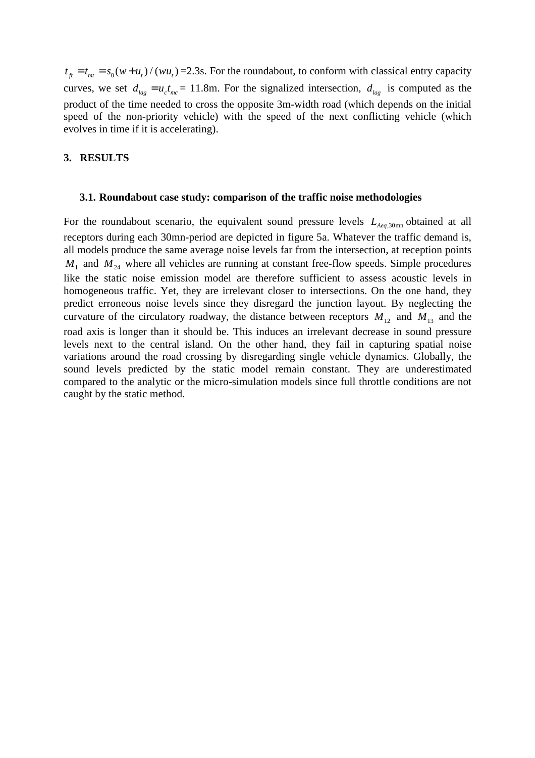$t_{ft} = t_{mt} = s_0(w+u_t)/(wu_t)$ =2.3s. For the roundabout, to conform with classical entry capacity curves, we set $d_{lag} = u_c t_{mc}$ = 11.8m. For the signalized intersection, $d_{lag}$ is computed as the product of the time needed to cross the opposite 3m-width road (which depends on the initial speed of the non-priority vehicle) with the speed of the next conflicting vehicle (which evolves in time if it is accelerating).

## 3. RESULTS

### 3.1. Roundabout case study: comparison of the traffic noise methodologies

For the roundabout scenario, the equivalent sound pressure levels $L_{Aeq,30\text{mn}}$ obtained at all receptors during each 30mn-period are depicted in figure 5a. Whatever the traffic demand is, all models produce the same average noise levels far from the intersection, at reception points $M_1$ and $M_{24}$ where all vehicles are running at constant free-flow speeds. Simple procedures like the static noise emission model are therefore sufficient to assess acoustic levels in homogeneous traffic. Yet, they are irrelevant closer to intersections. On the one hand, they predict erroneous noise levels since they disregard the junction layout. By neglecting the curvature of the circulatory roadway, the distance between receptors $M_{12}$ and $M_{13}$ and the road axis is longer than it should be. This induces an irrelevant decrease in sound pressure levels next to the central island. On the other hand, they fail in capturing spatial noise variations around the road crossing by disregarding single vehicle dynamics. Globally, the sound levels predicted by the static model remain constant. They are underestimated compared to the analytic or the micro-simulation models since full throttle conditions are not caught by the static method.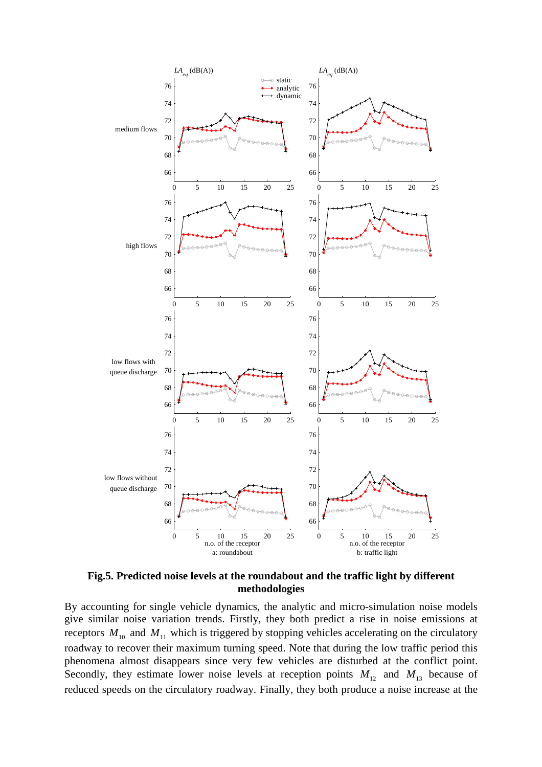**Fig.5. Predicted noise levels at the roundabout and the traffic light by different methodologies**

By accounting for single vehicle dynamics, the analytic and micro-simulation noise models give similar noise variation trends. Firstly, they both predict a rise in noise emissions at receptors $M_{10}$ and $M_{11}$ which is triggered by stopping vehicles accelerating on the circulatory roadway to recover their maximum turning speed. Note that during the low traffic period this phenomena almost disappears since very few vehicles are disturbed at the conflict point. Secondly, they estimate lower noise levels at reception points $M_{12}$ and $M_{13}$ because of reduced speeds on the circulatory roadway. Finally, they both produce a noise increase at the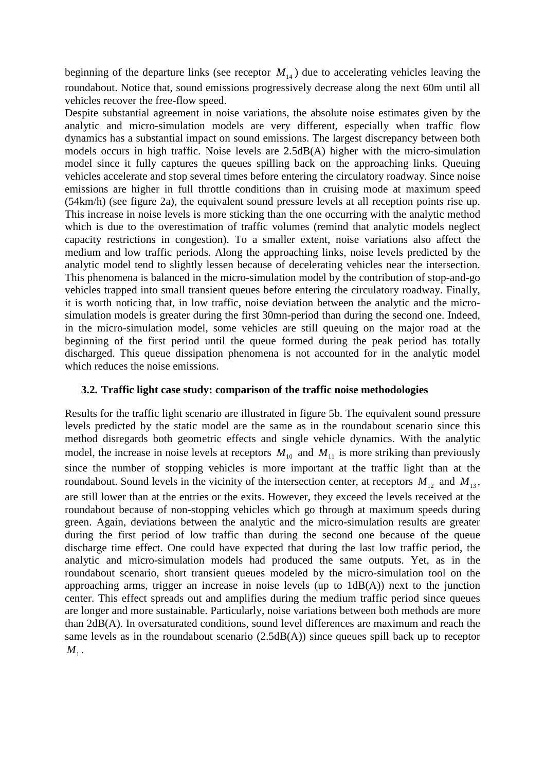beginning of the departure links (see receptor $M_{14}$) due to accelerating vehicles leaving the roundabout. Notice that, sound emissions progressively decrease along the next 60m until all vehicles recover the free-flow speed.

Despite substantial agreement in noise variations, the absolute noise estimates given by the analytic and micro-simulation models are very different, especially when traffic flow dynamics has a substantial impact on sound emissions. The largest discrepancy between both models occurs in high traffic. Noise levels are 2.5dB(A) higher with the micro-simulation model since it fully captures the queues spilling back on the approaching links. Queuing vehicles accelerate and stop several times before entering the circulatory roadway. Since noise emissions are higher in full throttle conditions than in cruising mode at maximum speed (54km/h) (see figure 2a), the equivalent sound pressure levels at all reception points rise up. This increase in noise levels is more sticking than the one occurring with the analytic method which is due to the overestimation of traffic volumes (remind that analytic models neglect capacity restrictions in congestion). To a smaller extent, noise variations also affect the medium and low traffic periods. Along the approaching links, noise levels predicted by the analytic model tend to slightly lessen because of decelerating vehicles near the intersection. This phenomena is balanced in the micro-simulation model by the contribution of stop-and-go vehicles trapped into small transient queues before entering the circulatory roadway. Finally, it is worth noticing that, in low traffic, noise deviation between the analytic and the micro-simulation models is greater during the first 30mn-period than during the second one. Indeed, in the micro-simulation model, some vehicles are still queuing on the major road at the beginning of the first period until the queue formed during the peak period has totally discharged. This queue dissipation phenomena is not accounted for in the analytic model which reduces the noise emissions.

### 3.2. Traffic light case study: comparison of the traffic noise methodologies

Results for the traffic light scenario are illustrated in figure 5b. The equivalent sound pressure levels predicted by the static model are the same as in the roundabout scenario since this method disregards both geometric effects and single vehicle dynamics. With the analytic model, the increase in noise levels at receptors $M_{10}$ and $M_{11}$ is more striking than previously since the number of stopping vehicles is more important at the traffic light than at the roundabout. Sound levels in the vicinity of the intersection center, at receptors $M_{12}$ and $M_{13}$, are still lower than at the entries or the exits. However, they exceed the levels received at the roundabout because of non-stopping vehicles which go through at maximum speeds during green. Again, deviations between the analytic and the micro-simulation results are greater during the first period of low traffic than during the second one because of the queue discharge time effect. One could have expected that during the last low traffic period, the analytic and micro-simulation models had produced the same outputs. Yet, as in the roundabout scenario, short transient queues modeled by the micro-simulation tool on the approaching arms, trigger an increase in noise levels (up to 1dB(A)) next to the junction center. This effect spreads out and amplifies during the medium traffic period since queues are longer and more sustainable. Particularly, noise variations between both methods are more than 2dB(A). In oversaturated conditions, sound level differences are maximum and reach the same levels as in the roundabout scenario (2.5dB(A)) since queues spill back up to receptor $M_1$.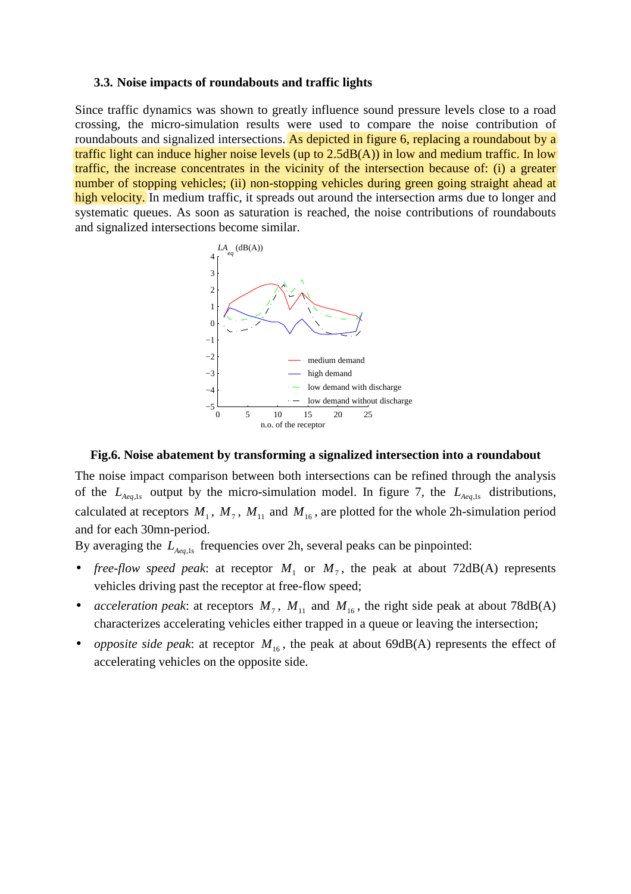### 3.3. Noise impacts of roundabouts and traffic lights

Since traffic dynamics was shown to greatly influence sound pressure levels close to a road crossing, the micro-simulation results were used to compare the noise contribution of roundabouts and signalized intersections. As depicted in figure 6, replacing a roundabout by a traffic light can induce higher noise levels (up to 2.5dB(A)) in low and medium traffic. In low traffic, the increase concentrates in the vicinity of the intersection because of: (i) a greater number of stopping vehicles; (ii) non-stopping vehicles during green going straight ahead at high velocity. In medium traffic, it spreads out around the intersection arms due to longer and systematic queues. As soon as saturation is reached, the noise contributions of roundabouts and signalized intersections become similar.

**Fig.6. Noise abatement by transforming a signalized intersection into a roundabout**

The noise impact comparison between both intersections can be refined through the analysis of the $L_{Aeq,1s}$ output by the micro-simulation model. In figure 7, the $L_{Aeq,1s}$ distributions, calculated at receptors $M_1$, $M_7$, $M_{11}$ and $M_{16}$, are plotted for the whole 2h-simulation period and for each 30mn-period.

By averaging the $L_{Aeq,1s}$ frequencies over 2h, several peaks can be pinpointed:

- *free-flow speed peak*: at receptor $M_1$ or $M_7$, the peak at about 72dB(A) represents vehicles driving past the receptor at free-flow speed;
- *acceleration peak*: at receptors $M_7$, $M_{11}$ and $M_{16}$, the right side peak at about 78dB(A) characterizes accelerating vehicles either trapped in a queue or leaving the intersection;
- *opposite side peak*: at receptor $M_{16}$, the peak at about 69dB(A) represents the effect of accelerating vehicles on the opposite side.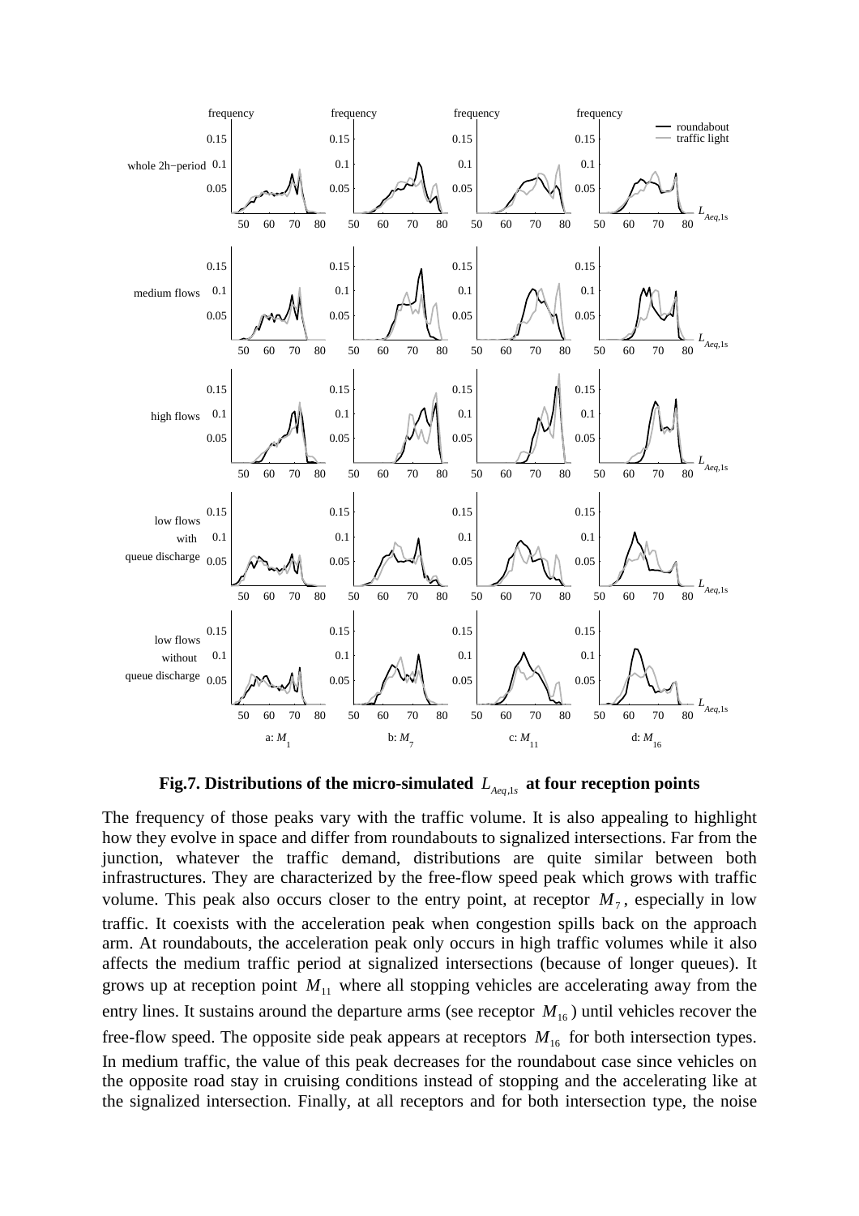**Fig.7. Distributions of the micro-simulated $L_{Aeq,1s}$ at four reception points**

The frequency of those peaks vary with the traffic volume. It is also appealing to highlight how they evolve in space and differ from roundabouts to signalized intersections. Far from the junction, whatever the traffic demand, distributions are quite similar between both infrastructures. They are characterized by the free-flow speed peak which grows with traffic volume. This peak also occurs closer to the entry point, at receptor $M_7$, especially in low traffic. It coexists with the acceleration peak when congestion spills back on the approach arm. At roundabouts, the acceleration peak only occurs in high traffic volumes while it also affects the medium traffic period at signalized intersections (because of longer queues). It grows up at reception point $M_{11}$ where all stopping vehicles are accelerating away from the entry lines. It sustains around the departure arms (see receptor $M_{16}$) until vehicles recover the free-flow speed. The opposite side peak appears at receptors $M_{16}$ for both intersection types. In medium traffic, the value of this peak decreases for the roundabout case since vehicles on the opposite road stay in cruising conditions instead of stopping and the accelerating like at the signalized intersection. Finally, at all receptors and for both intersection type, the noise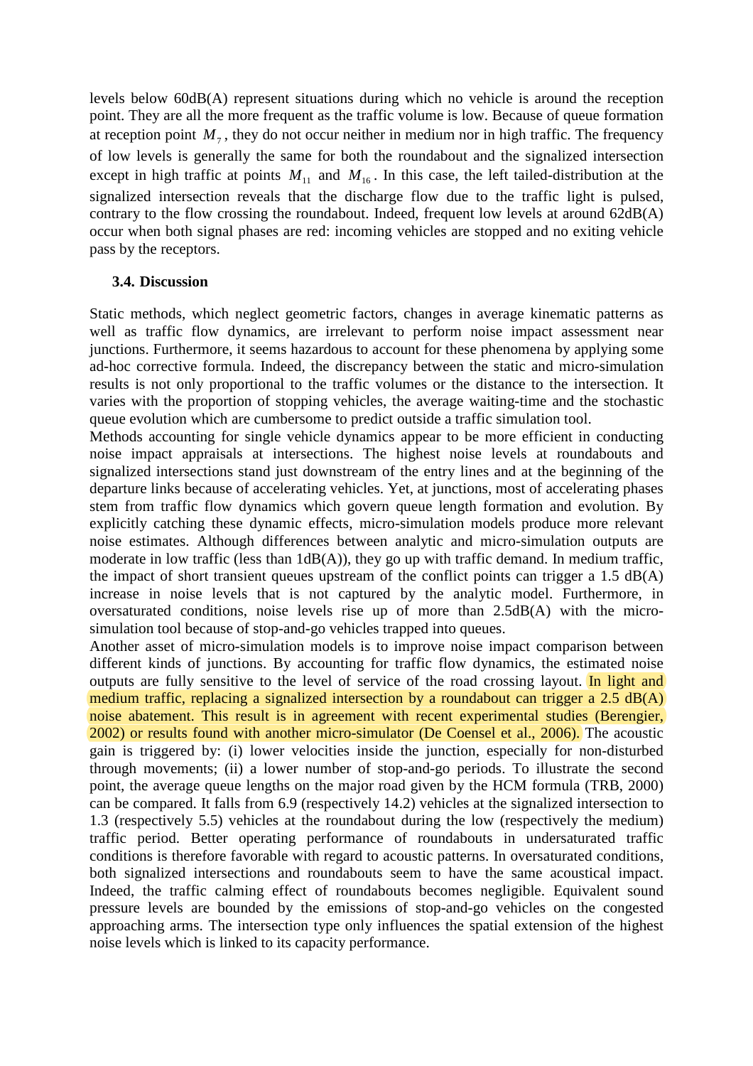levels below 60dB(A) represent situations during which no vehicle is around the reception point. They are all the more frequent as the traffic volume is low. Because of queue formation at reception point $M_7$, they do not occur neither in medium nor in high traffic. The frequency of low levels is generally the same for both the roundabout and the signalized intersection except in high traffic at points $M_{11}$ and $M_{16}$. In this case, the left tailed-distribution at the signalized intersection reveals that the discharge flow due to the traffic light is pulsed, contrary to the flow crossing the roundabout. Indeed, frequent low levels at around 62dB(A) occur when both signal phases are red: incoming vehicles are stopped and no exiting vehicle pass by the receptors.

### 3.4. Discussion

Static methods, which neglect geometric factors, changes in average kinematic patterns as well as traffic flow dynamics, are irrelevant to perform noise impact assessment near junctions. Furthermore, it seems hazardous to account for these phenomena by applying some ad-hoc corrective formula. Indeed, the discrepancy between the static and micro-simulation results is not only proportional to the traffic volumes or the distance to the intersection. It varies with the proportion of stopping vehicles, the average waiting-time and the stochastic queue evolution which are cumbersome to predict outside a traffic simulation tool.

Methods accounting for single vehicle dynamics appear to be more efficient in conducting noise impact appraisals at intersections. The highest noise levels at roundabouts and signalized intersections stand just downstream of the entry lines and at the beginning of the departure links because of accelerating vehicles. Yet, at junctions, most of accelerating phases stem from traffic flow dynamics which govern queue length formation and evolution. By explicitly catching these dynamic effects, micro-simulation models produce more relevant noise estimates. Although differences between analytic and micro-simulation outputs are moderate in low traffic (less than 1dB(A)), they go up with traffic demand. In medium traffic, the impact of short transient queues upstream of the conflict points can trigger a 1.5 dB(A) increase in noise levels that is not captured by the analytic model. Furthermore, in oversaturated conditions, noise levels rise up of more than 2.5dB(A) with the micro-simulation tool because of stop-and-go vehicles trapped into queues.

Another asset of micro-simulation models is to improve noise impact comparison between different kinds of junctions. By accounting for traffic flow dynamics, the estimated noise outputs are fully sensitive to the level of service of the road crossing layout. In light and medium traffic, replacing a signalized intersection by a roundabout can trigger a 2.5 dB(A) noise abatement. This result is in agreement with recent experimental studies (Berengier, 2002) or results found with another micro-simulator (De Coensel et al., 2006). The acoustic gain is triggered by: (i) lower velocities inside the junction, especially for non-disturbed through movements; (ii) a lower number of stop-and-go periods. To illustrate the second point, the average queue lengths on the major road given by the HCM formula (TRB, 2000) can be compared. It falls from 6.9 (respectively 14.2) vehicles at the signalized intersection to 1.3 (respectively 5.5) vehicles at the roundabout during the low (respectively the medium) traffic period. Better operating performance of roundabouts in undersaturated traffic conditions is therefore favorable with regard to acoustic patterns. In oversaturated conditions, both signalized intersections and roundabouts seem to have the same acoustical impact. Indeed, the traffic calming effect of roundabouts becomes negligible. Equivalent sound pressure levels are bounded by the emissions of stop-and-go vehicles on the congested approaching arms. The intersection type only influences the spatial extension of the highest noise levels which is linked to its capacity performance.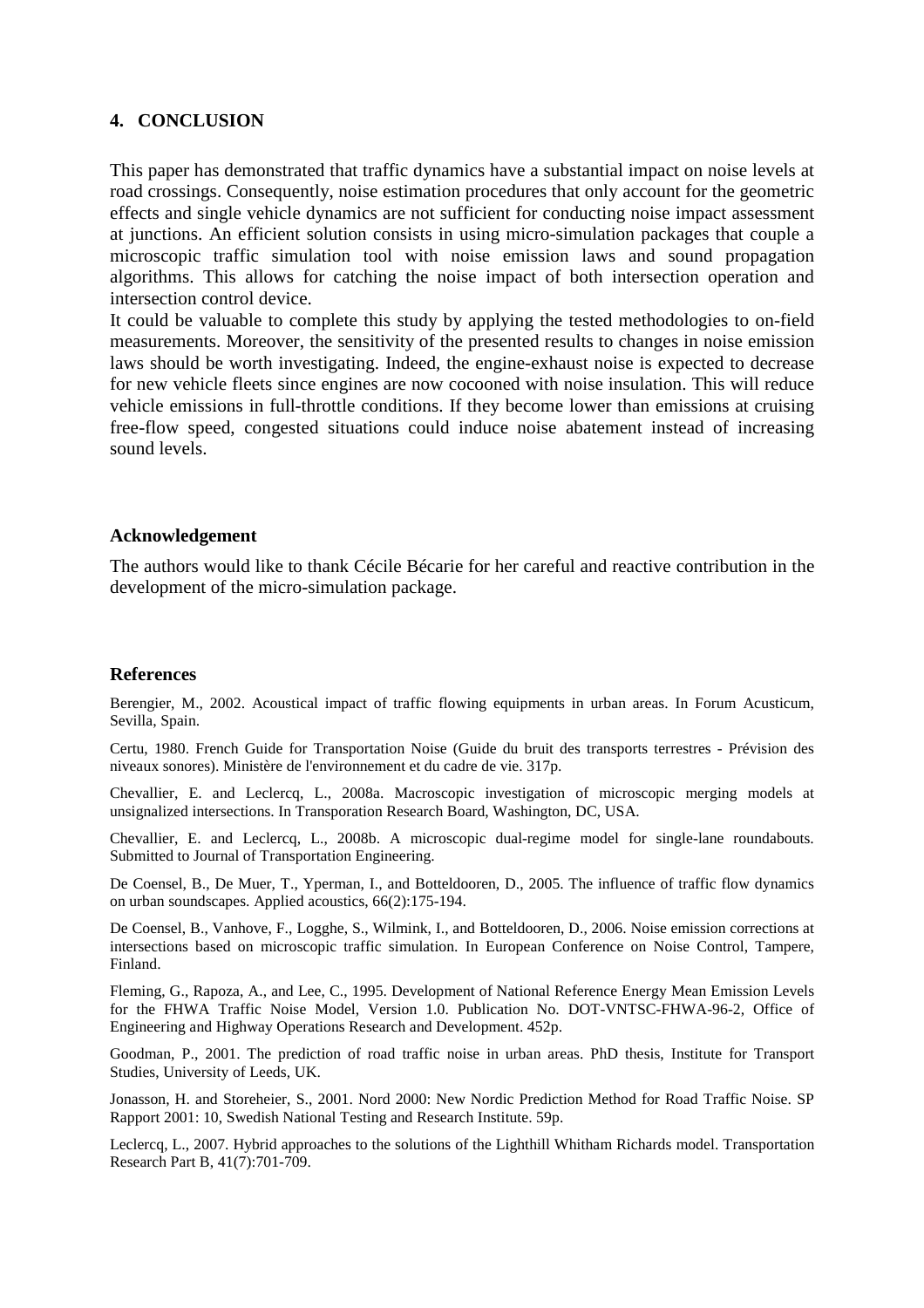## 4. CONCLUSION

This paper has demonstrated that traffic dynamics have a substantial impact on noise levels at road crossings. Consequently, noise estimation procedures that only account for the geometric effects and single vehicle dynamics are not sufficient for conducting noise impact assessment at junctions. An efficient solution consists in using micro-simulation packages that couple a microscopic traffic simulation tool with noise emission laws and sound propagation algorithms. This allows for catching the noise impact of both intersection operation and intersection control device.

It could be valuable to complete this study by applying the tested methodologies to on-field measurements. Moreover, the sensitivity of the presented results to changes in noise emission laws should be worth investigating. Indeed, the engine-exhaust noise is expected to decrease for new vehicle fleets since engines are now cocooned with noise insulation. This will reduce vehicle emissions in full-throttle conditions. If they become lower than emissions at cruising free-flow speed, congested situations could induce noise abatement instead of increasing sound levels.

### Acknowledgement

The authors would like to thank Cécile Bécarie for her careful and reactive contribution in the development of the micro-simulation package.

### References

Berengier, M., 2002. Acoustical impact of traffic flowing equipments in urban areas. In Forum Acusticum, Sevilla, Spain.

Certu, 1980. French Guide for Transportation Noise (Guide du bruit des transports terrestres - Prévision des niveaux sonores). Ministère de l'environnement et du cadre de vie. 317p.

Chevallier, E. and Leclercq, L., 2008a. Macroscopic investigation of microscopic merging models at unsignalized intersections. In Transporation Research Board, Washington, DC, USA.

Chevallier, E. and Leclercq, L., 2008b. A microscopic dual-regime model for single-lane roundabouts. Submitted to Journal of Transportation Engineering.

De Coensel, B., De Muer, T., Yperman, I., and Botteldooren, D., 2005. The influence of traffic flow dynamics on urban soundscapes. Applied acoustics, 66(2):175-194.

De Coensel, B., Vanhove, F., Logghe, S., Wilmink, I., and Botteldooren, D., 2006. Noise emission corrections at intersections based on microscopic traffic simulation. In European Conference on Noise Control, Tampere, Finland.

Fleming, G., Rapoza, A., and Lee, C., 1995. Development of National Reference Energy Mean Emission Levels for the FHWA Traffic Noise Model, Version 1.0. Publication No. DOT-VNTSC-FHWA-96-2, Office of Engineering and Highway Operations Research and Development. 452p.

Goodman, P., 2001. The prediction of road traffic noise in urban areas. PhD thesis, Institute for Transport Studies, University of Leeds, UK.

Jonasson, H. and Storeheier, S., 2001. Nord 2000: New Nordic Prediction Method for Road Traffic Noise. SP Rapport 2001: 10, Swedish National Testing and Research Institute. 59p.

Leclercq, L., 2007. Hybrid approaches to the solutions of the Lighthill Whitham Richards model. Transportation Research Part B, 41(7):701-709.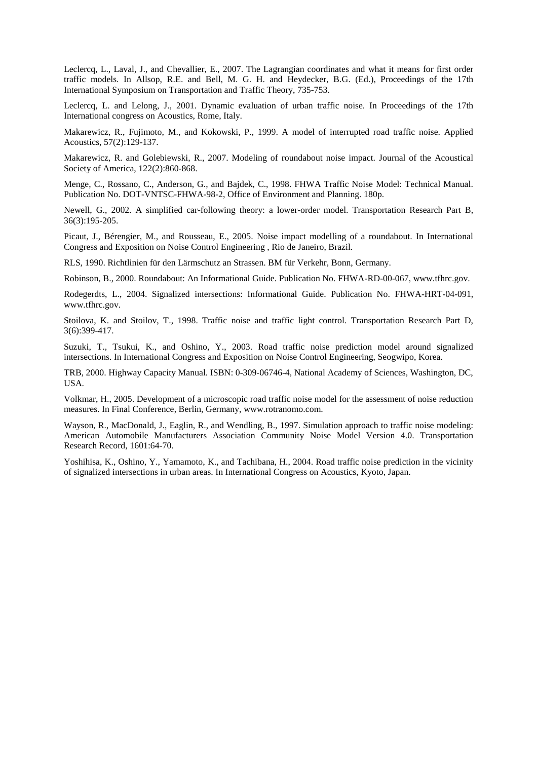Leclercq, L., Laval, J., and Chevallier, E., 2007. The Lagrangian coordinates and what it means for first order traffic models. In Allsop, R.E. and Bell, M. G. H. and Heydecker, B.G. (Ed.), Proceedings of the 17th International Symposium on Transportation and Traffic Theory, 735-753.

Leclercq, L. and Lelong, J., 2001. Dynamic evaluation of urban traffic noise. In Proceedings of the 17th International congress on Acoustics, Rome, Italy.

Makarewicz, R., Fujimoto, M., and Kokowski, P., 1999. A model of interrupted road traffic noise. Applied Acoustics, 57(2):129-137.

Makarewicz, R. and Golebiewski, R., 2007. Modeling of roundabout noise impact. Journal of the Acoustical Society of America, 122(2):860-868.

Menge, C., Rossano, C., Anderson, G., and Bajdek, C., 1998. FHWA Traffic Noise Model: Technical Manual. Publication No. DOT-VNTSC-FHWA-98-2, Office of Environment and Planning. 180p.

Newell, G., 2002. A simplified car-following theory: a lower-order model. Transportation Research Part B, 36(3):195-205.

Picaut, J., Bérengier, M., and Rousseau, E., 2005. Noise impact modelling of a roundabout. In International Congress and Exposition on Noise Control Engineering , Rio de Janeiro, Brazil.

RLS, 1990. Richtlinien für den Lärmschutz an Strassen. BM für Verkehr, Bonn, Germany.

Robinson, B., 2000. Roundabout: An Informational Guide. Publication No. FHWA-RD-00-067, www.tfhrc.gov.

Rodegerdts, L., 2004. Signalized intersections: Informational Guide. Publication No. FHWA-HRT-04-091, www.tfhrc.gov.

Stoilova, K. and Stoilov, T., 1998. Traffic noise and traffic light control. Transportation Research Part D, 3(6):399-417.

Suzuki, T., Tsukui, K., and Oshino, Y., 2003. Road traffic noise prediction model around signalized intersections. In International Congress and Exposition on Noise Control Engineering, Seogwipo, Korea.

TRB, 2000. Highway Capacity Manual. ISBN: 0-309-06746-4, National Academy of Sciences, Washington, DC, USA.

Volkmar, H., 2005. Development of a microscopic road traffic noise model for the assessment of noise reduction measures. In Final Conference, Berlin, Germany, www.rotranomo.com.

Wayson, R., MacDonald, J., Eaglin, R., and Wendling, B., 1997. Simulation approach to traffic noise modeling: American Automobile Manufacturers Association Community Noise Model Version 4.0. Transportation Research Record, 1601:64-70.

Yoshihisa, K., Oshino, Y., Yamamoto, K., and Tachibana, H., 2004. Road traffic noise prediction in the vicinity of signalized intersections in urban areas. In International Congress on Acoustics, Kyoto, Japan.